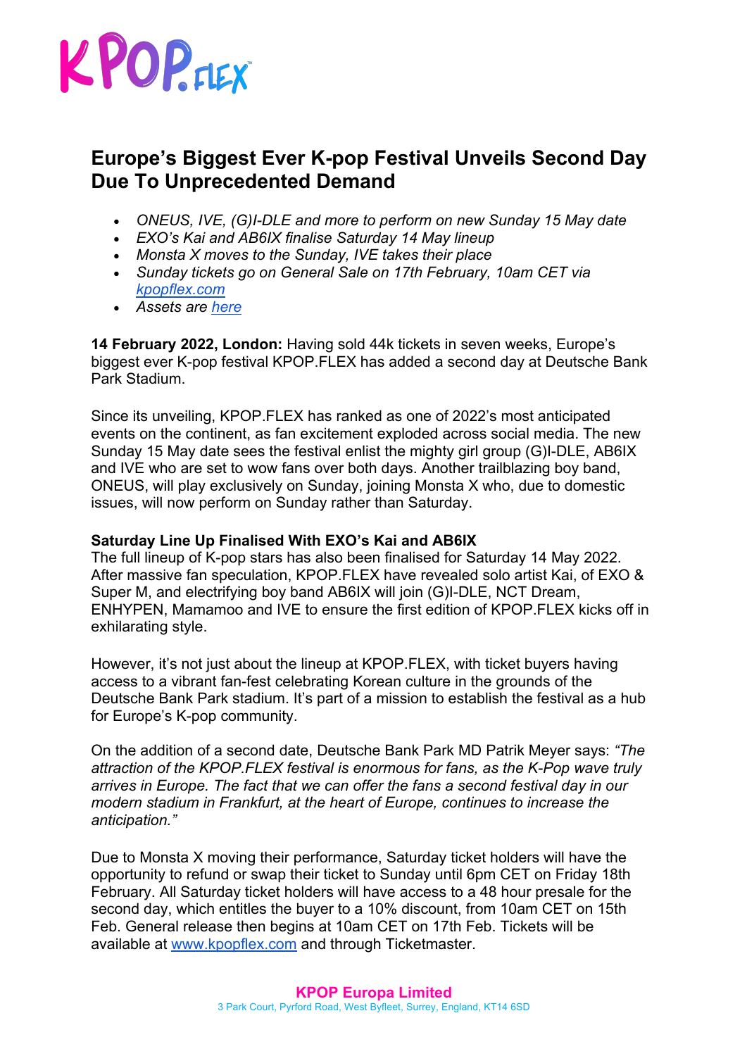KPOP.FLEX

# Europe's Biggest Ever K-pop Festival Unveils Second Day Due To Unprecedented Demand

- *ONEUS, IVE, (G)I-DLE and more to perform on new Sunday 15 May date*
- *EXO's Kai and AB6IX finalise Saturday 14 May lineup*
- *Monsta X moves to the Sunday, IVE takes their place*
- *Sunday tickets go on General Sale on 17th February, 10am CET via [kpopflex.com](kpopflex.com)*
- *Assets are [here]()*

**14 February 2022, London:** Having sold 44k tickets in seven weeks, Europe's biggest ever K-pop festival KPOP.FLEX has added a second day at Deutsche Bank Park Stadium.

Since its unveiling, KPOP.FLEX has ranked as one of 2022's most anticipated events on the continent, as fan excitement exploded across social media. The new Sunday 15 May date sees the festival enlist the mighty girl group (G)I-DLE, AB6IX and IVE who are set to wow fans over both days. Another trailblazing boy band, ONEUS, will play exclusively on Sunday, joining Monsta X who, due to domestic issues, will now perform on Sunday rather than Saturday.

**Saturday Line Up Finalised With EXO's Kai and AB6IX**

The full lineup of K-pop stars has also been finalised for Saturday 14 May 2022. After massive fan speculation, KPOP.FLEX have revealed solo artist Kai, of EXO & Super M, and electrifying boy band AB6IX will join (G)I-DLE, NCT Dream, ENHYPEN, Mamamoo and IVE to ensure the first edition of KPOP.FLEX kicks off in exhilarating style.

However, it's not just about the lineup at KPOP.FLEX, with ticket buyers having access to a vibrant fan-fest celebrating Korean culture in the grounds of the Deutsche Bank Park stadium. It's part of a mission to establish the festival as a hub for Europe's K-pop community.

On the addition of a second date, Deutsche Bank Park MD Patrik Meyer says: *"The attraction of the KPOP.FLEX festival is enormous for fans, as the K-Pop wave truly arrives in Europe. The fact that we can offer the fans a second festival day in our modern stadium in Frankfurt, at the heart of Europe, continues to increase the anticipation."*

Due to Monsta X moving their performance, Saturday ticket holders will have the opportunity to refund or swap their ticket to Sunday until 6pm CET on Friday 18th February. All Saturday ticket holders will have access to a 48 hour presale for the second day, which entitles the buyer to a 10% discount, from 10am CET on 15th Feb. General release then begins at 10am CET on 17th Feb. Tickets will be available at [www.kpopflex.com](www.kpopflex.com) and through Ticketmaster.

**KPOP Europa Limited**
3 Park Court, Pyrford Road, West Byfleet, Surrey, England, KT14 6SD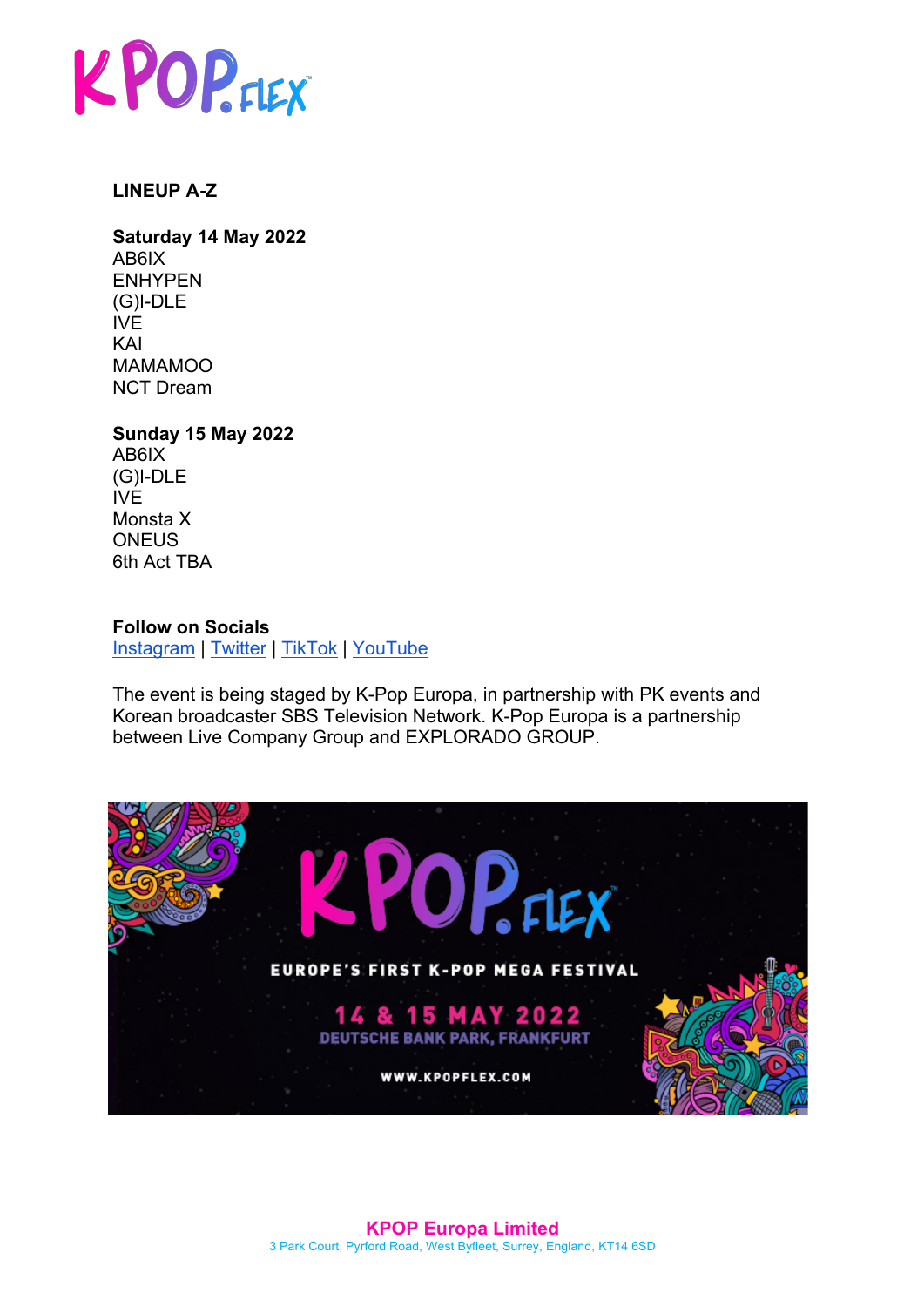**LINEUP A-Z**

**Saturday 14 May 2022**
AB6IX
ENHYPEN
(G)I-DLE
IVE
KAI
MAMAMOO
NCT Dream

**Sunday 15 May 2022**
AB6IX
(G)I-DLE
IVE
Monsta X
ONEUS
6th Act TBA

**Follow on Socials**
Instagram | Twitter | TikTok | YouTube

The event is being staged by K-Pop Europa, in partnership with PK events and Korean broadcaster SBS Television Network. K-Pop Europa is a partnership between Live Company Group and EXPLORADO GROUP.

**KPOP Europa Limited**
3 Park Court, Pyrford Road, West Byfleet, Surrey, England, KT14 6SD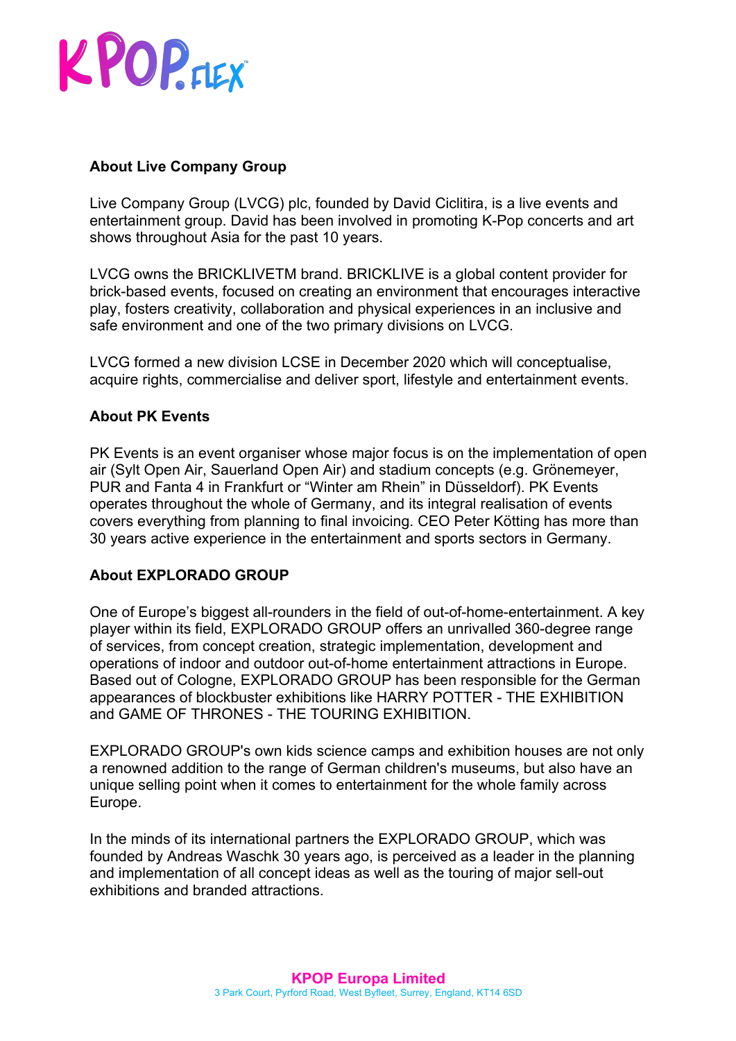## About Live Company Group

Live Company Group (LVCG) plc, founded by David Ciclitira, is a live events and entertainment group. David has been involved in promoting K-Pop concerts and art shows throughout Asia for the past 10 years.

LVCG owns the BRICKLIVETM brand. BRICKLIVE is a global content provider for brick-based events, focused on creating an environment that encourages interactive play, fosters creativity, collaboration and physical experiences in an inclusive and safe environment and one of the two primary divisions on LVCG.

LVCG formed a new division LCSE in December 2020 which will conceptualise, acquire rights, commercialise and deliver sport, lifestyle and entertainment events.

## About PK Events

PK Events is an event organiser whose major focus is on the implementation of open air (Sylt Open Air, Sauerland Open Air) and stadium concepts (e.g. Grönemeyer, PUR and Fanta 4 in Frankfurt or "Winter am Rhein" in Düsseldorf). PK Events operates throughout the whole of Germany, and its integral realisation of events covers everything from planning to final invoicing. CEO Peter Kötting has more than 30 years active experience in the entertainment and sports sectors in Germany.

## About EXPLORADO GROUP

One of Europe's biggest all-rounders in the field of out-of-home-entertainment. A key player within its field, EXPLORADO GROUP offers an unrivalled 360-degree range of services, from concept creation, strategic implementation, development and operations of indoor and outdoor out-of-home entertainment attractions in Europe. Based out of Cologne, EXPLORADO GROUP has been responsible for the German appearances of blockbuster exhibitions like HARRY POTTER - THE EXHIBITION and GAME OF THRONES - THE TOURING EXHIBITION.

EXPLORADO GROUP's own kids science camps and exhibition houses are not only a renowned addition to the range of German children's museums, but also have an unique selling point when it comes to entertainment for the whole family across Europe.

In the minds of its international partners the EXPLORADO GROUP, which was founded by Andreas Waschk 30 years ago, is perceived as a leader in the planning and implementation of all concept ideas as well as the touring of major sell-out exhibitions and branded attractions.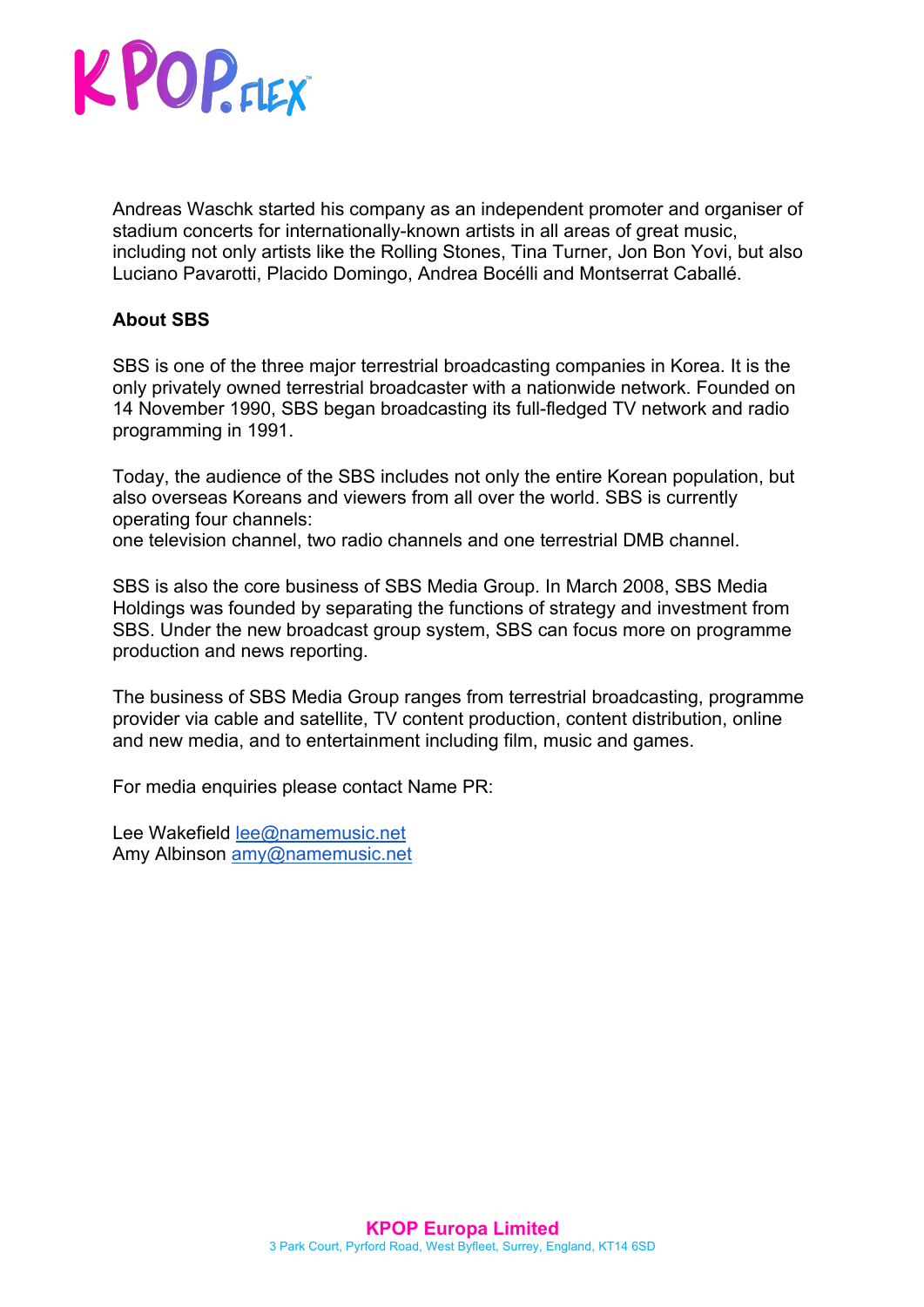Andreas Waschk started his company as an independent promoter and organiser of stadium concerts for internationally-known artists in all areas of great music, including not only artists like the Rolling Stones, Tina Turner, Jon Bon Yovi, but also Luciano Pavarotti, Placido Domingo, Andrea Bocélli and Montserrat Caballé.

**About SBS**

SBS is one of the three major terrestrial broadcasting companies in Korea. It is the only privately owned terrestrial broadcaster with a nationwide network. Founded on 14 November 1990, SBS began broadcasting its full-fledged TV network and radio programming in 1991.

Today, the audience of the SBS includes not only the entire Korean population, but also overseas Koreans and viewers from all over the world. SBS is currently operating four channels:
one television channel, two radio channels and one terrestrial DMB channel.

SBS is also the core business of SBS Media Group. In March 2008, SBS Media Holdings was founded by separating the functions of strategy and investment from SBS. Under the new broadcast group system, SBS can focus more on programme production and news reporting.

The business of SBS Media Group ranges from terrestrial broadcasting, programme provider via cable and satellite, TV content production, content distribution, online and new media, and to entertainment including film, music and games.

For media enquiries please contact Name PR:

Lee Wakefield lee@namemusic.net
Amy Albinson amy@namemusic.net